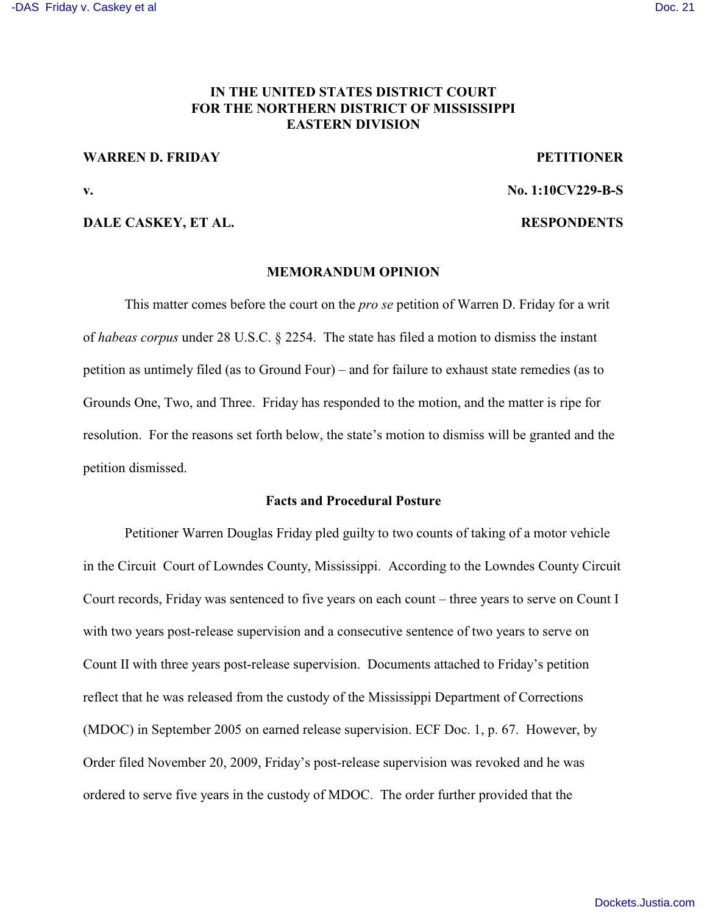# IN THE UNITED STATES DISTRICT COURT FOR THE NORTHERN DISTRICT OF MISSISSIPPI EASTERN DIVISION

**WARREN D. FRIDAY** **PETITIONER**

**v.** **No. 1:10CV229-B-S**

**DALE CASKEY, ET AL.** **RESPONDENTS**

## MEMORANDUM OPINION

This matter comes before the court on the *pro se* petition of Warren D. Friday for a writ of *habeas corpus* under 28 U.S.C. § 2254. The state has filed a motion to dismiss the instant petition as untimely filed (as to Ground Four) – and for failure to exhaust state remedies (as to Grounds One, Two, and Three. Friday has responded to the motion, and the matter is ripe for resolution. For the reasons set forth below, the state's motion to dismiss will be granted and the petition dismissed.

### Facts and Procedural Posture

Petitioner Warren Douglas Friday pled guilty to two counts of taking of a motor vehicle in the Circuit Court of Lowndes County, Mississippi. According to the Lowndes County Circuit Court records, Friday was sentenced to five years on each count – three years to serve on Count I with two years post-release supervision and a consecutive sentence of two years to serve on Count II with three years post-release supervision. Documents attached to Friday's petition reflect that he was released from the custody of the Mississippi Department of Corrections (MDOC) in September 2005 on earned release supervision. ECF Doc. 1, p. 67. However, by Order filed November 20, 2009, Friday's post-release supervision was revoked and he was ordered to serve five years in the custody of MDOC. The order further provided that the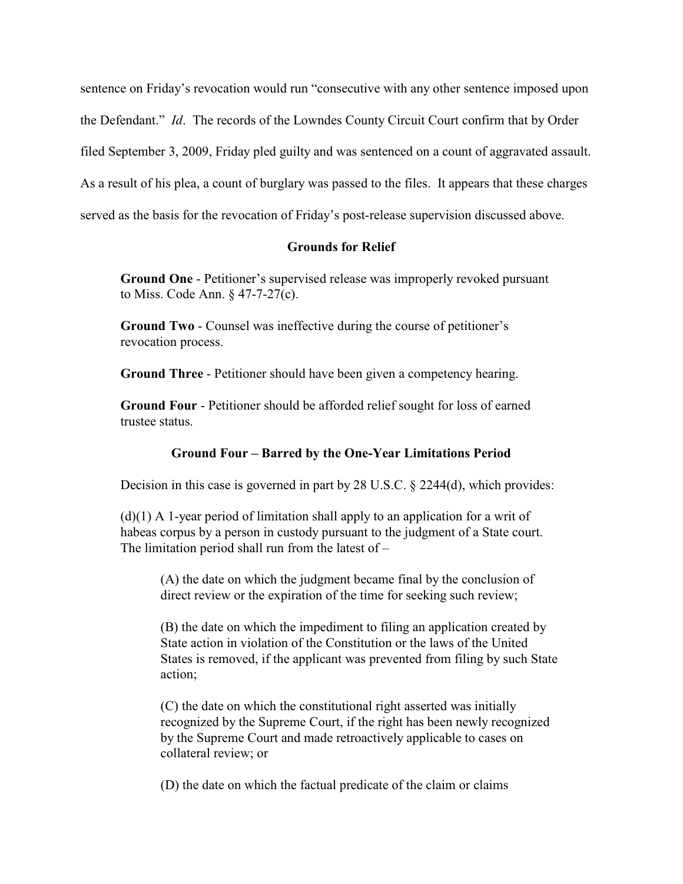sentence on Friday's revocation would run "consecutive with any other sentence imposed upon the Defendant." *Id*. The records of the Lowndes County Circuit Court confirm that by Order filed September 3, 2009, Friday pled guilty and was sentenced on a count of aggravated assault. As a result of his plea, a count of burglary was passed to the files. It appears that these charges served as the basis for the revocation of Friday's post-release supervision discussed above.

### Grounds for Relief

> **Ground One** - Petitioner's supervised release was improperly revoked pursuant to Miss. Code Ann. § 47-7-27(c).
>
> **Ground Two** - Counsel was ineffective during the course of petitioner's revocation process.
>
> **Ground Three** - Petitioner should have been given a competency hearing.
>
> **Ground Four** - Petitioner should be afforded relief sought for loss of earned trustee status.

### Ground Four – Barred by the One-Year Limitations Period

Decision in this case is governed in part by 28 U.S.C. § 2244(d), which provides:

> (d)(1) A 1-year period of limitation shall apply to an application for a writ of habeas corpus by a person in custody pursuant to the judgment of a State court. The limitation period shall run from the latest of –
>
> > (A) the date on which the judgment became final by the conclusion of direct review or the expiration of the time for seeking such review;
> >
> > (B) the date on which the impediment to filing an application created by State action in violation of the Constitution or the laws of the United States is removed, if the applicant was prevented from filing by such State action;
> >
> > (C) the date on which the constitutional right asserted was initially recognized by the Supreme Court, if the right has been newly recognized by the Supreme Court and made retroactively applicable to cases on collateral review; or
> >
> > (D) the date on which the factual predicate of the claim or claims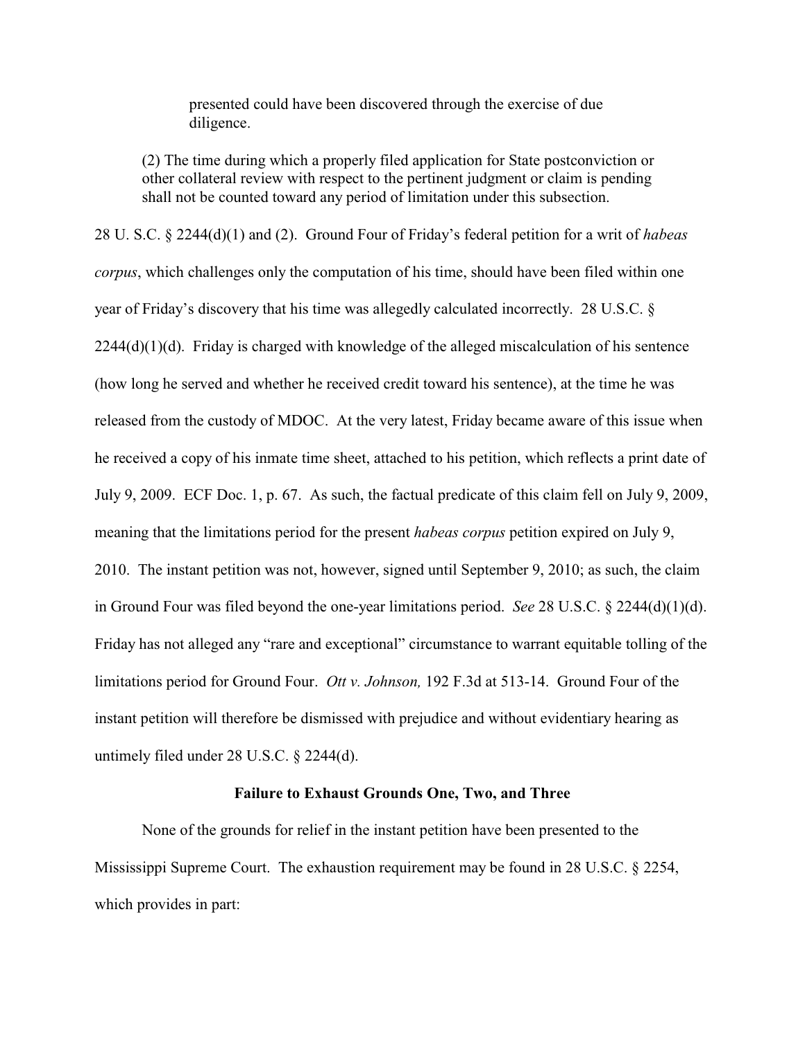presented could have been discovered through the exercise of due diligence.

> (2) The time during which a properly filed application for State postconviction or other collateral review with respect to the pertinent judgment or claim is pending shall not be counted toward any period of limitation under this subsection.

28 U. S.C. § 2244(d)(1) and (2). Ground Four of Friday's federal petition for a writ of *habeas corpus*, which challenges only the computation of his time, should have been filed within one year of Friday's discovery that his time was allegedly calculated incorrectly. 28 U.S.C. § 2244(d)(1)(d). Friday is charged with knowledge of the alleged miscalculation of his sentence (how long he served and whether he received credit toward his sentence), at the time he was released from the custody of MDOC. At the very latest, Friday became aware of this issue when he received a copy of his inmate time sheet, attached to his petition, which reflects a print date of July 9, 2009. ECF Doc. 1, p. 67. As such, the factual predicate of this claim fell on July 9, 2009, meaning that the limitations period for the present *habeas corpus* petition expired on July 9, 2010. The instant petition was not, however, signed until September 9, 2010; as such, the claim in Ground Four was filed beyond the one-year limitations period. *See* 28 U.S.C. § 2244(d)(1)(d). Friday has not alleged any "rare and exceptional" circumstance to warrant equitable tolling of the limitations period for Ground Four. *Ott v. Johnson,* 192 F.3d at 513-14. Ground Four of the instant petition will therefore be dismissed with prejudice and without evidentiary hearing as untimely filed under 28 U.S.C. § 2244(d).

**Failure to Exhaust Grounds One, Two, and Three**

None of the grounds for relief in the instant petition have been presented to the Mississippi Supreme Court. The exhaustion requirement may be found in 28 U.S.C. § 2254, which provides in part: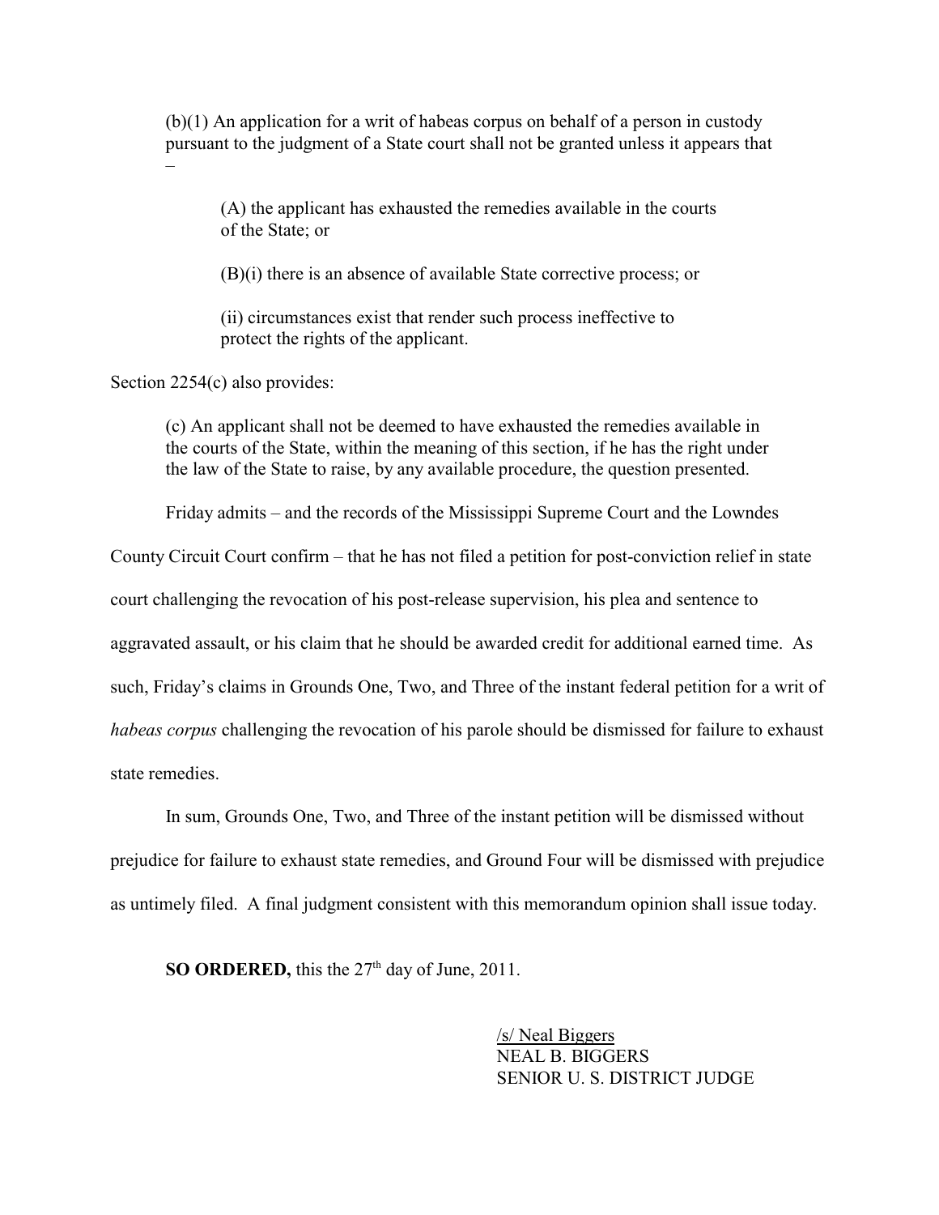> (b)(1) An application for a writ of habeas corpus on behalf of a person in custody pursuant to the judgment of a State court shall not be granted unless it appears that –
>
> > (A) the applicant has exhausted the remedies available in the courts of the State; or
> >
> > (B)(i) there is an absence of available State corrective process; or
> >
> > (ii) circumstances exist that render such process ineffective to protect the rights of the applicant.

Section 2254(c) also provides:

> (c) An applicant shall not be deemed to have exhausted the remedies available in the courts of the State, within the meaning of this section, if he has the right under the law of the State to raise, by any available procedure, the question presented.

Friday admits – and the records of the Mississippi Supreme Court and the Lowndes County Circuit Court confirm – that he has not filed a petition for post-conviction relief in state court challenging the revocation of his post-release supervision, his plea and sentence to aggravated assault, or his claim that he should be awarded credit for additional earned time. As such, Friday's claims in Grounds One, Two, and Three of the instant federal petition for a writ of *habeas corpus* challenging the revocation of his parole should be dismissed for failure to exhaust state remedies.

In sum, Grounds One, Two, and Three of the instant petition will be dismissed without prejudice for failure to exhaust state remedies, and Ground Four will be dismissed with prejudice as untimely filed. A final judgment consistent with this memorandum opinion shall issue today.

**SO ORDERED,** this the 27th day of June, 2011.

/s/ Neal Biggers
NEAL B. BIGGERS
SENIOR U. S. DISTRICT JUDGE